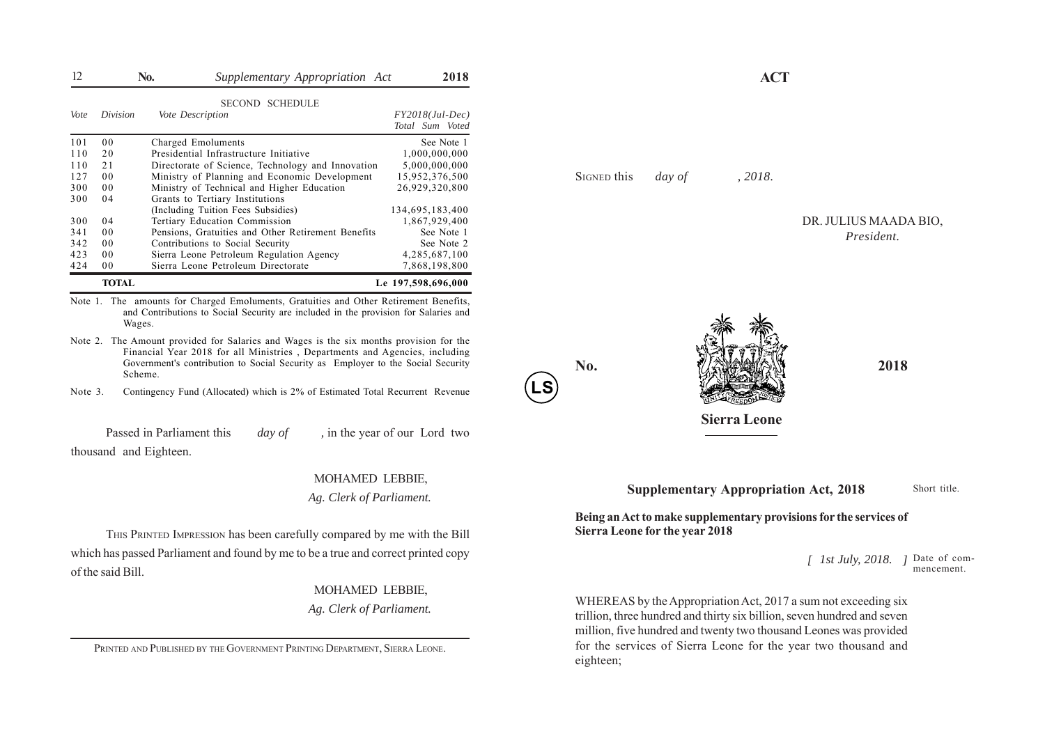## SECOND SCHEDULE

| Vote | Division | Vote Description | FY2018(Jul-Dec) Total Sum Voted |
|---|---|---|---|
| 101 | 00 | Charged Emoluments | See Note 1 |
| 110 | 20 | Presidential Infrastructure Initiative | 1,000,000,000 |
| 110 | 21 | Directorate of Science, Technology and Innovation | 5,000,000,000 |
| 127 | 00 | Ministry of Planning and Economic Development | 15,952,376,500 |
| 300 | 00 | Ministry of Technical and Higher Education | 26,929,320,800 |
| 300 | 04 | Grants to Tertiary Institutions (Including Tuition Fees Subsidies) | 134,695,183,400 |
| 300 | 04 | Tertiary Education Commission | 1,867,929,400 |
| 341 | 00 | Pensions, Gratuities and Other Retirement Benefits | See Note 1 |
| 342 | 00 | Contributions to Social Security | See Note 2 |
| 423 | 00 | Sierra Leone Petroleum Regulation Agency | 4,285,687,100 |
| 424 | 00 | Sierra Leone Petroleum Directorate | 7,868,198,800 |
| | **TOTAL** | | **Le 197,598,696,000** |

Note 1. The amounts for Charged Emoluments, Gratuities and Other Retirement Benefits, and Contributions to Social Security are included in the provision for Salaries and Wages.

Note 2. The Amount provided for Salaries and Wages is the six months provision for the Financial Year 2018 for all Ministries , Departments and Agencies, including Government's contribution to Social Security as Employer to the Social Security Scheme.

Note 3. Contingency Fund (Allocated) which is 2% of Estimated Total Recurrent Revenue

Passed in Parliament this *day of* , in the year of our Lord two thousand and Eighteen.

MOHAMED LEBBIE,
*Ag. Clerk of Parliament.*

THIS PRINTED IMPRESSION has been carefully compared by me with the Bill which has passed Parliament and found by me to be a true and correct printed copy of the said Bill.

MOHAMED LEBBIE,
*Ag. Clerk of Parliament.*

PRINTED AND PUBLISHED BY THE GOVERNMENT PRINTING DEPARTMENT, SIERRA LEONE.

# ACT

SIGNED this *day of* , 2018.

DR. JULIUS MAADA BIO,
*President.*

LS

No. 2018

**Sierra Leone**

## Supplementary Appropriation Act, 2018

Short title.

**Being an Act to make supplementary provisions for the services of Sierra Leone for the year 2018**

*[ 1st July, 2018. ]* Date of commencement.

WHEREAS by the Appropriation Act, 2017 a sum not exceeding six trillion, three hundred and thirty six billion, seven hundred and seven million, five hundred and twenty two thousand Leones was provided for the services of Sierra Leone for the year two thousand and eighteen;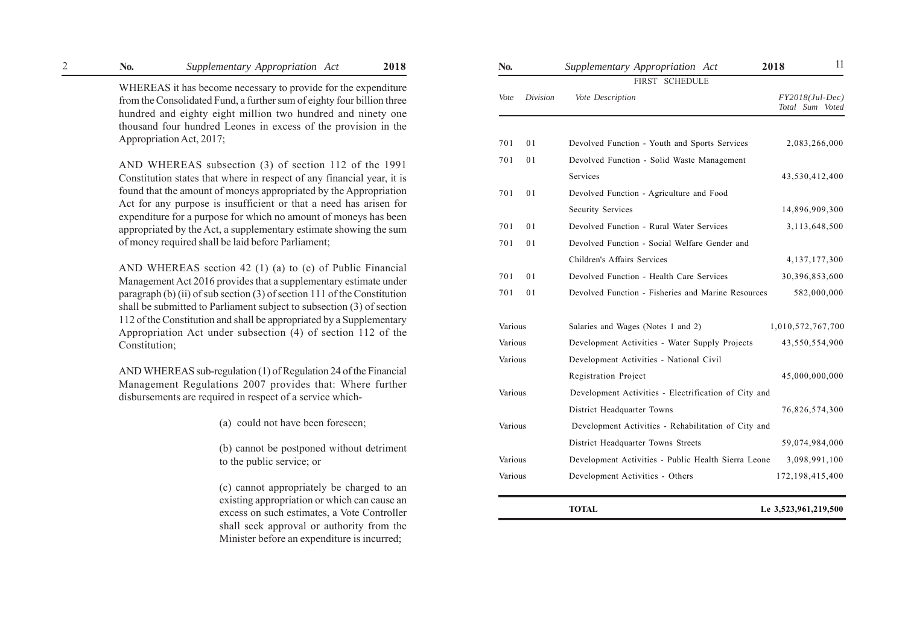WHEREAS it has become necessary to provide for the expenditure from the Consolidated Fund, a further sum of eighty four billion three hundred and eighty eight million two hundred and ninety one thousand four hundred Leones in excess of the provision in the Appropriation Act, 2017;

AND WHEREAS subsection (3) of section 112 of the 1991 Constitution states that where in respect of any financial year, it is found that the amount of moneys appropriated by the Appropriation Act for any purpose is insufficient or that a need has arisen for expenditure for a purpose for which no amount of moneys has been appropriated by the Act, a supplementary estimate showing the sum of money required shall be laid before Parliament;

AND WHEREAS section 42 (1) (a) to (e) of Public Financial Management Act 2016 provides that a supplementary estimate under paragraph (b) (ii) of sub section (3) of section 111 of the Constitution shall be submitted to Parliament subject to subsection (3) of section 112 of the Constitution and shall be appropriated by a Supplementary Appropriation Act under subsection (4) of section 112 of the Constitution;

AND WHEREAS sub-regulation (1) of Regulation 24 of the Financial Management Regulations 2007 provides that: Where further disbursements are required in respect of a service which-

(a) could not have been foreseen;

(b) cannot be postponed without detriment to the public service; or

(c) cannot appropriately be charged to an existing appropriation or which can cause an excess on such estimates, a Vote Controller shall seek approval or authority from the Minister before an expenditure is incurred;

## FIRST SCHEDULE

| Vote | Division | Vote Description | FY2018(Jul-Dec) Total Sum Voted |
|---|---|---|---|
| 701 | 01 | Devolved Function - Youth and Sports Services | 2,083,266,000 |
| 701 | 01 | Devolved Function - Solid Waste Management Services | 43,530,412,400 |
| 701 | 01 | Devolved Function - Agriculture and Food Security Services | 14,896,909,300 |
| 701 | 01 | Devolved Function - Rural Water Services | 3,113,648,500 |
| 701 | 01 | Devolved Function - Social Welfare Gender and Children's Affairs Services | 4,137,177,300 |
| 701 | 01 | Devolved Function - Health Care Services | 30,396,853,600 |
| 701 | 01 | Devolved Function - Fisheries and Marine Resources | 582,000,000 |
| Various | | Salaries and Wages (Notes 1 and 2) | 1,010,572,767,700 |
| Various | | Development Activities - Water Supply Projects | 43,550,554,900 |
| Various | | Development Activities - National Civil Registration Project | 45,000,000,000 |
| Various | | Development Activities - Electrification of City and District Headquarter Towns | 76,826,574,300 |
| Various | | Development Activities - Rehabilitation of City and District Headquarter Towns Streets | 59,074,984,000 |
| Various | | Development Activities - Public Health Sierra Leone | 3,098,991,100 |
| Various | | Development Activities - Others | 172,198,415,400 |
| | | **TOTAL** | **Le 3,523,961,219,500** |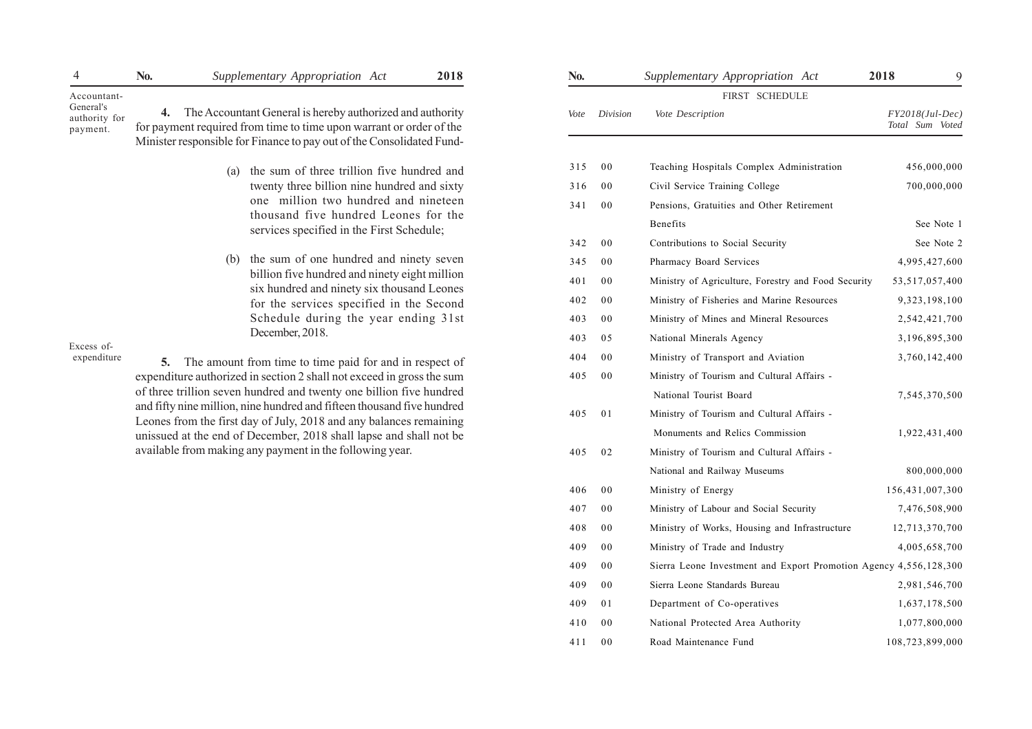**Accountant-General's authority for payment.**

**4.** The Accountant General is hereby authorized and authority for payment required from time to time upon warrant or order of the Minister responsible for Finance to pay out of the Consolidated Fund-

(a) the sum of three trillion five hundred and twenty three billion nine hundred and sixty one million two hundred and nineteen thousand five hundred Leones for the services specified in the First Schedule;

(b) the sum of one hundred and ninety seven billion five hundred and ninety eight million six hundred and ninety six thousand Leones for the services specified in the Second Schedule during the year ending 31st December, 2018.

**Excess of-expenditure**

**5.** The amount from time to time paid for and in respect of expenditure authorized in section 2 shall not exceed in gross the sum of three trillion seven hundred and twenty one billion five hundred and fifty nine million, nine hundred and fifteen thousand five hundred Leones from the first day of July, 2018 and any balances remaining unissued at the end of December, 2018 shall lapse and shall not be available from making any payment in the following year.

FIRST SCHEDULE

| Vote | Division | Vote Description | FY2018(Jul-Dec) Total Sum Voted |
|---|---|---|---|
| 315 | 00 | Teaching Hospitals Complex Administration | 456,000,000 |
| 316 | 00 | Civil Service Training College | 700,000,000 |
| 341 | 00 | Pensions, Gratuities and Other Retirement Benefits | See Note 1 |
| 342 | 00 | Contributions to Social Security | See Note 2 |
| 345 | 00 | Pharmacy Board Services | 4,995,427,600 |
| 401 | 00 | Ministry of Agriculture, Forestry and Food Security | 53,517,057,400 |
| 402 | 00 | Ministry of Fisheries and Marine Resources | 9,323,198,100 |
| 403 | 00 | Ministry of Mines and Mineral Resources | 2,542,421,700 |
| 403 | 05 | National Minerals Agency | 3,196,895,300 |
| 404 | 00 | Ministry of Transport and Aviation | 3,760,142,400 |
| 405 | 00 | Ministry of Tourism and Cultural Affairs - National Tourist Board | 7,545,370,500 |
| 405 | 01 | Ministry of Tourism and Cultural Affairs - Monuments and Relics Commission | 1,922,431,400 |
| 405 | 02 | Ministry of Tourism and Cultural Affairs - National and Railway Museums | 800,000,000 |
| 406 | 00 | Ministry of Energy | 156,431,007,300 |
| 407 | 00 | Ministry of Labour and Social Security | 7,476,508,900 |
| 408 | 00 | Ministry of Works, Housing and Infrastructure | 12,713,370,700 |
| 409 | 00 | Ministry of Trade and Industry | 4,005,658,700 |
| 409 | 00 | Sierra Leone Investment and Export Promotion Agency | 4,556,128,300 |
| 409 | 00 | Sierra Leone Standards Bureau | 2,981,546,700 |
| 409 | 01 | Department of Co-operatives | 1,637,178,500 |
| 410 | 00 | National Protected Area Authority | 1,077,800,000 |
| 411 | 00 | Road Maintenance Fund | 108,723,899,000 |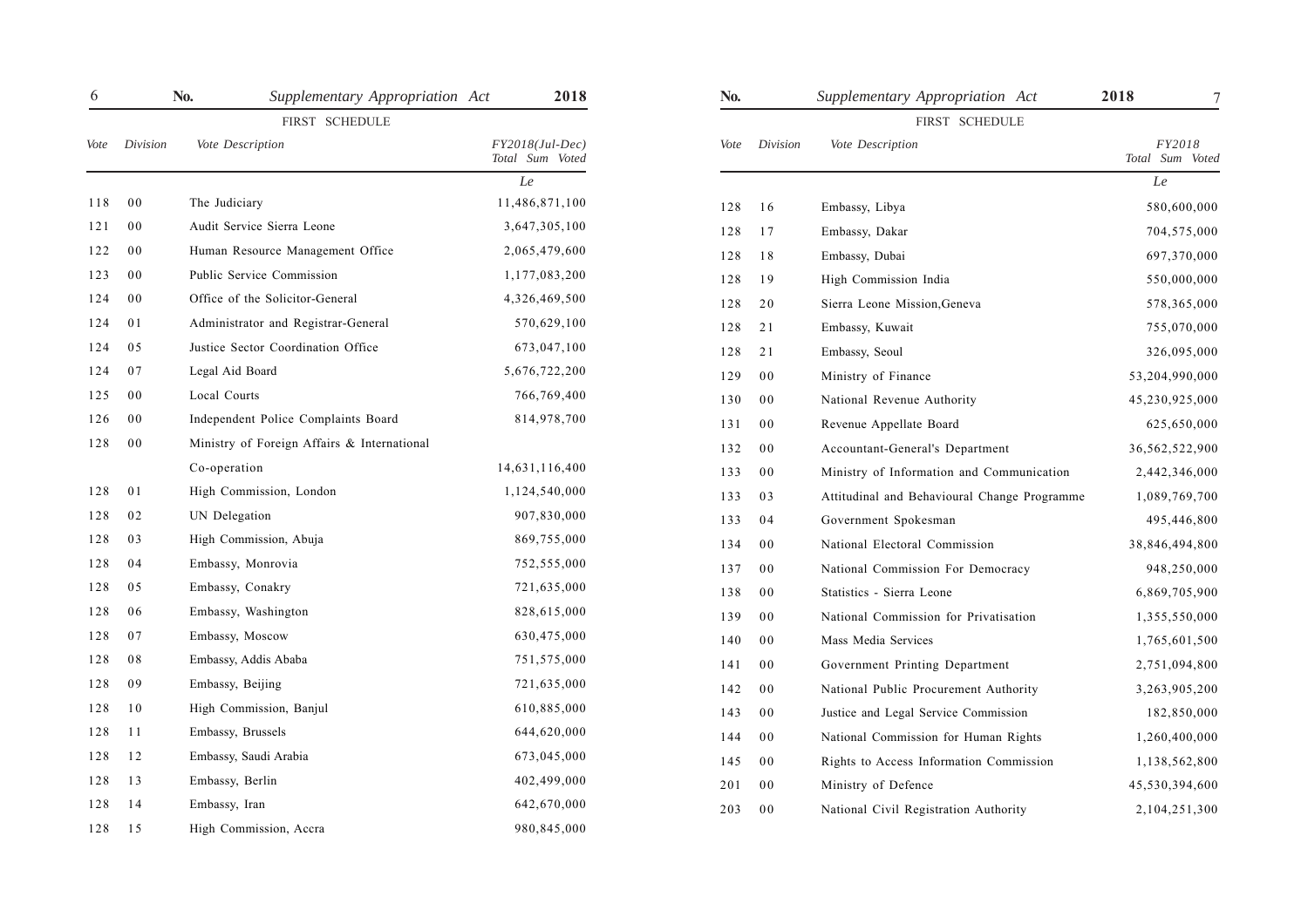## FIRST SCHEDULE

| Vote | Division | Vote Description | *FY2018(Jul-Dec) Total Sum Voted* |
|---|---|---|---|
| | | | *Le* |
| 118 | 00 | The Judiciary | 11,486,871,100 |
| 121 | 00 | Audit Service Sierra Leone | 3,647,305,100 |
| 122 | 00 | Human Resource Management Office | 2,065,479,600 |
| 123 | 00 | Public Service Commission | 1,177,083,200 |
| 124 | 00 | Office of the Solicitor-General | 4,326,469,500 |
| 124 | 01 | Administrator and Registrar-General | 570,629,100 |
| 124 | 05 | Justice Sector Coordination Office | 673,047,100 |
| 124 | 07 | Legal Aid Board | 5,676,722,200 |
| 125 | 00 | Local Courts | 766,769,400 |
| 126 | 00 | Independent Police Complaints Board | 814,978,700 |
| 128 | 00 | Ministry of Foreign Affairs & International Co-operation | 14,631,116,400 |
| 128 | 01 | High Commission, London | 1,124,540,000 |
| 128 | 02 | UN Delegation | 907,830,000 |
| 128 | 03 | High Commission, Abuja | 869,755,000 |
| 128 | 04 | Embassy, Monrovia | 752,555,000 |
| 128 | 05 | Embassy, Conakry | 721,635,000 |
| 128 | 06 | Embassy, Washington | 828,615,000 |
| 128 | 07 | Embassy, Moscow | 630,475,000 |
| 128 | 08 | Embassy, Addis Ababa | 751,575,000 |
| 128 | 09 | Embassy, Beijing | 721,635,000 |
| 128 | 10 | High Commission, Banjul | 610,885,000 |
| 128 | 11 | Embassy, Brussels | 644,620,000 |
| 128 | 12 | Embassy, Saudi Arabia | 673,045,000 |
| 128 | 13 | Embassy, Berlin | 402,499,000 |
| 128 | 14 | Embassy, Iran | 642,670,000 |
| 128 | 15 | High Commission, Accra | 980,845,000 |

## FIRST SCHEDULE

| Vote | Division | Vote Description | *FY2018 Total Sum Voted* |
|---|---|---|---|
| | | | *Le* |
| 128 | 16 | Embassy, Libya | 580,600,000 |
| 128 | 17 | Embassy, Dakar | 704,575,000 |
| 128 | 18 | Embassy, Dubai | 697,370,000 |
| 128 | 19 | High Commission India | 550,000,000 |
| 128 | 20 | Sierra Leone Mission,Geneva | 578,365,000 |
| 128 | 21 | Embassy, Kuwait | 755,070,000 |
| 128 | 21 | Embassy, Seoul | 326,095,000 |
| 129 | 00 | Ministry of Finance | 53,204,990,000 |
| 130 | 00 | National Revenue Authority | 45,230,925,000 |
| 131 | 00 | Revenue Appellate Board | 625,650,000 |
| 132 | 00 | Accountant-General's Department | 36,562,522,900 |
| 133 | 00 | Ministry of Information and Communication | 2,442,346,000 |
| 133 | 03 | Attitudinal and Behavioural Change Programme | 1,089,769,700 |
| 133 | 04 | Government Spokesman | 495,446,800 |
| 134 | 00 | National Electoral Commission | 38,846,494,800 |
| 137 | 00 | National Commission For Democracy | 948,250,000 |
| 138 | 00 | Statistics - Sierra Leone | 6,869,705,900 |
| 139 | 00 | National Commission for Privatisation | 1,355,550,000 |
| 140 | 00 | Mass Media Services | 1,765,601,500 |
| 141 | 00 | Government Printing Department | 2,751,094,800 |
| 142 | 00 | National Public Procurement Authority | 3,263,905,200 |
| 143 | 00 | Justice and Legal Service Commission | 182,850,000 |
| 144 | 00 | National Commission for Human Rights | 1,260,400,000 |
| 145 | 00 | Rights to Access Information Commission | 1,138,562,800 |
| 201 | 00 | Ministry of Defence | 45,530,394,600 |
| 203 | 00 | National Civil Registration Authority | 2,104,251,300 |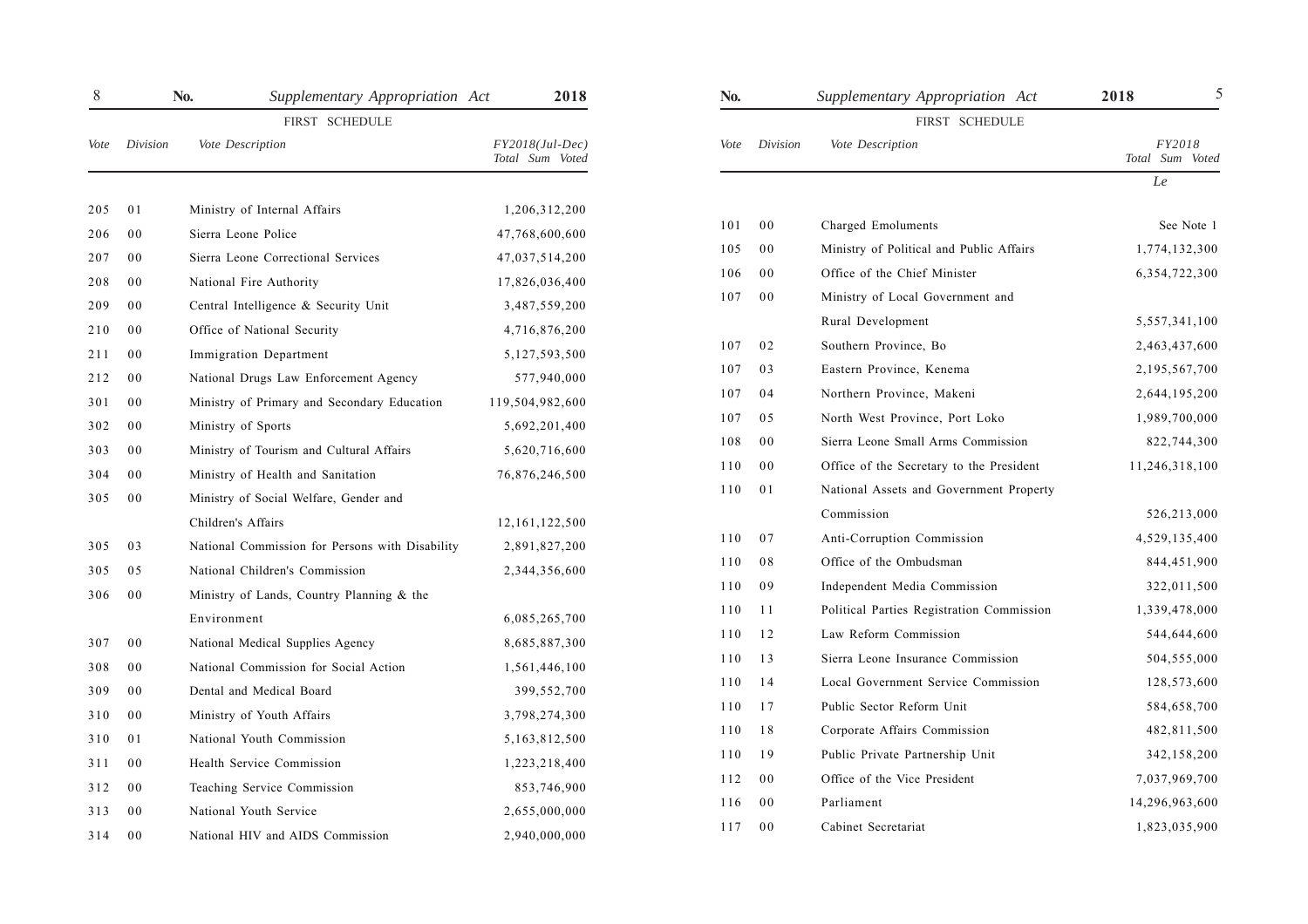FIRST SCHEDULE

| Vote | Division | Vote Description | *FY2018(Jul-Dec) Total Sum Voted* |
|---|---|---|---|
| 205 | 01 | Ministry of Internal Affairs | 1,206,312,200 |
| 206 | 00 | Sierra Leone Police | 47,768,600,600 |
| 207 | 00 | Sierra Leone Correctional Services | 47,037,514,200 |
| 208 | 00 | National Fire Authority | 17,826,036,400 |
| 209 | 00 | Central Intelligence & Security Unit | 3,487,559,200 |
| 210 | 00 | Office of National Security | 4,716,876,200 |
| 211 | 00 | Immigration Department | 5,127,593,500 |
| 212 | 00 | National Drugs Law Enforcement Agency | 577,940,000 |
| 301 | 00 | Ministry of Primary and Secondary Education | 119,504,982,600 |
| 302 | 00 | Ministry of Sports | 5,692,201,400 |
| 303 | 00 | Ministry of Tourism and Cultural Affairs | 5,620,716,600 |
| 304 | 00 | Ministry of Health and Sanitation | 76,876,246,500 |
| 305 | 00 | Ministry of Social Welfare, Gender and Children's Affairs | 12,161,122,500 |
| 305 | 03 | National Commission for Persons with Disability | 2,891,827,200 |
| 305 | 05 | National Children's Commission | 2,344,356,600 |
| 306 | 00 | Ministry of Lands, Country Planning & the Environment | 6,085,265,700 |
| 307 | 00 | National Medical Supplies Agency | 8,685,887,300 |
| 308 | 00 | National Commission for Social Action | 1,561,446,100 |
| 309 | 00 | Dental and Medical Board | 399,552,700 |
| 310 | 00 | Ministry of Youth Affairs | 3,798,274,300 |
| 310 | 01 | National Youth Commission | 5,163,812,500 |
| 311 | 00 | Health Service Commission | 1,223,218,400 |
| 312 | 00 | Teaching Service Commission | 853,746,900 |
| 313 | 00 | National Youth Service | 2,655,000,000 |
| 314 | 00 | National HIV and AIDS Commission | 2,940,000,000 |

FIRST SCHEDULE

| Vote | Division | Vote Description | *FY2018 Total Sum Voted* |
|---|---|---|---|
| | | | *Le* |
| 101 | 00 | Charged Emoluments | See Note 1 |
| 105 | 00 | Ministry of Political and Public Affairs | 1,774,132,300 |
| 106 | 00 | Office of the Chief Minister | 6,354,722,300 |
| 107 | 00 | Ministry of Local Government and Rural Development | 5,557,341,100 |
| 107 | 02 | Southern Province, Bo | 2,463,437,600 |
| 107 | 03 | Eastern Province, Kenema | 2,195,567,700 |
| 107 | 04 | Northern Province, Makeni | 2,644,195,200 |
| 107 | 05 | North West Province, Port Loko | 1,989,700,000 |
| 108 | 00 | Sierra Leone Small Arms Commission | 822,744,300 |
| 110 | 00 | Office of the Secretary to the President | 11,246,318,100 |
| 110 | 01 | National Assets and Government Property Commission | 526,213,000 |
| 110 | 07 | Anti-Corruption Commission | 4,529,135,400 |
| 110 | 08 | Office of the Ombudsman | 844,451,900 |
| 110 | 09 | Independent Media Commission | 322,011,500 |
| 110 | 11 | Political Parties Registration Commission | 1,339,478,000 |
| 110 | 12 | Law Reform Commission | 544,644,600 |
| 110 | 13 | Sierra Leone Insurance Commission | 504,555,000 |
| 110 | 14 | Local Government Service Commission | 128,573,600 |
| 110 | 17 | Public Sector Reform Unit | 584,658,700 |
| 110 | 18 | Corporate Affairs Commission | 482,811,500 |
| 110 | 19 | Public Private Partnership Unit | 342,158,200 |
| 112 | 00 | Office of the Vice President | 7,037,969,700 |
| 116 | 00 | Parliament | 14,296,963,600 |
| 117 | 00 | Cabinet Secretariat | 1,823,035,900 |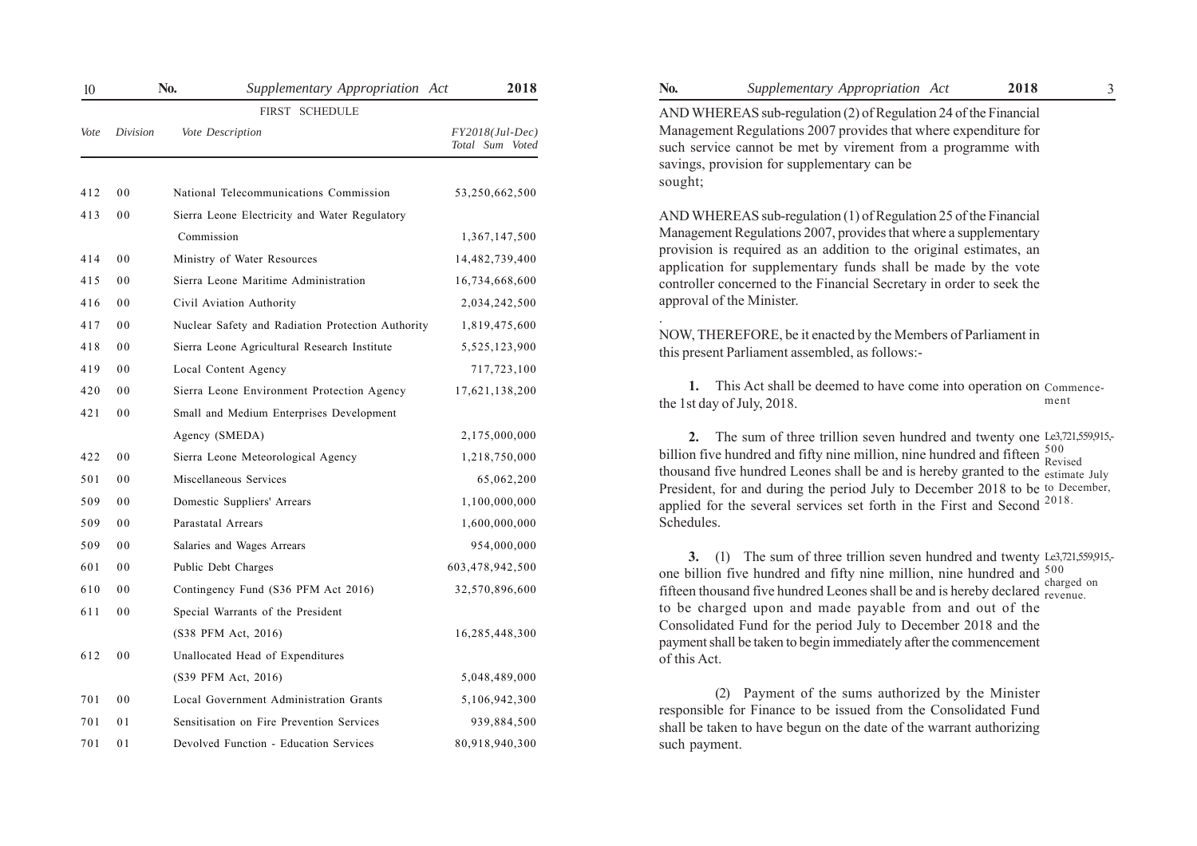FIRST SCHEDULE

| Vote | Division | Vote Description | FY2018(Jul-Dec) Total Sum Voted |
|---|---|---|---|
| 412 | 00 | National Telecommunications Commission | 53,250,662,500 |
| 413 | 00 | Sierra Leone Electricity and Water Regulatory Commission | 1,367,147,500 |
| 414 | 00 | Ministry of Water Resources | 14,482,739,400 |
| 415 | 00 | Sierra Leone Maritime Administration | 16,734,668,600 |
| 416 | 00 | Civil Aviation Authority | 2,034,242,500 |
| 417 | 00 | Nuclear Safety and Radiation Protection Authority | 1,819,475,600 |
| 418 | 00 | Sierra Leone Agricultural Research Institute | 5,525,123,900 |
| 419 | 00 | Local Content Agency | 717,723,100 |
| 420 | 00 | Sierra Leone Environment Protection Agency | 17,621,138,200 |
| 421 | 00 | Small and Medium Enterprises Development Agency (SMEDA) | 2,175,000,000 |
| 422 | 00 | Sierra Leone Meteorological Agency | 1,218,750,000 |
| 501 | 00 | Miscellaneous Services | 65,062,200 |
| 509 | 00 | Domestic Suppliers' Arrears | 1,100,000,000 |
| 509 | 00 | Parastatal Arrears | 1,600,000,000 |
| 509 | 00 | Salaries and Wages Arrears | 954,000,000 |
| 601 | 00 | Public Debt Charges | 603,478,942,500 |
| 610 | 00 | Contingency Fund (S36 PFM Act 2016) | 32,570,896,600 |
| 611 | 00 | Special Warrants of the President (S38 PFM Act, 2016) | 16,285,448,300 |
| 612 | 00 | Unallocated Head of Expenditures (S39 PFM Act, 2016) | 5,048,489,000 |
| 701 | 00 | Local Government Administration Grants | 5,106,942,300 |
| 701 | 01 | Sensitisation on Fire Prevention Services | 939,884,500 |
| 701 | 01 | Devolved Function - Education Services | 80,918,940,300 |

AND WHEREAS sub-regulation (2) of Regulation 24 of the Financial Management Regulations 2007 provides that where expenditure for such service cannot be met by virement from a programme with savings, provision for supplementary can be sought;

AND WHEREAS sub-regulation (1) of Regulation 25 of the Financial Management Regulations 2007, provides that where a supplementary provision is required as an addition to the original estimates, an application for supplementary funds shall be made by the vote controller concerned to the Financial Secretary in order to seek the approval of the Minister.

NOW, THEREFORE, be it enacted by the Members of Parliament in this present Parliament assembled, as follows:-

Commencement

**1.** This Act shall be deemed to have come into operation on the 1st day of July, 2018.

Le3,721,559,915,-500 Revised estimate July to December, 2018.

**2.** The sum of three trillion seven hundred and twenty one billion five hundred and fifty nine million, nine hundred and fifteen thousand five hundred Leones shall be and is hereby granted to the President, for and during the period July to December 2018 to be applied for the several services set forth in the First and Second Schedules.

Le3,721,559,915,-500 charged on revenue.

**3.** (1) The sum of three trillion seven hundred and twenty one billion five hundred and fifty nine million, nine hundred and fifteen thousand five hundred Leones shall be and is hereby declared to be charged upon and made payable from and out of the Consolidated Fund for the period July to December 2018 and the payment shall be taken to begin immediately after the commencement of this Act.

(2) Payment of the sums authorized by the Minister responsible for Finance to be issued from the Consolidated Fund shall be taken to have begun on the date of the warrant authorizing such payment.